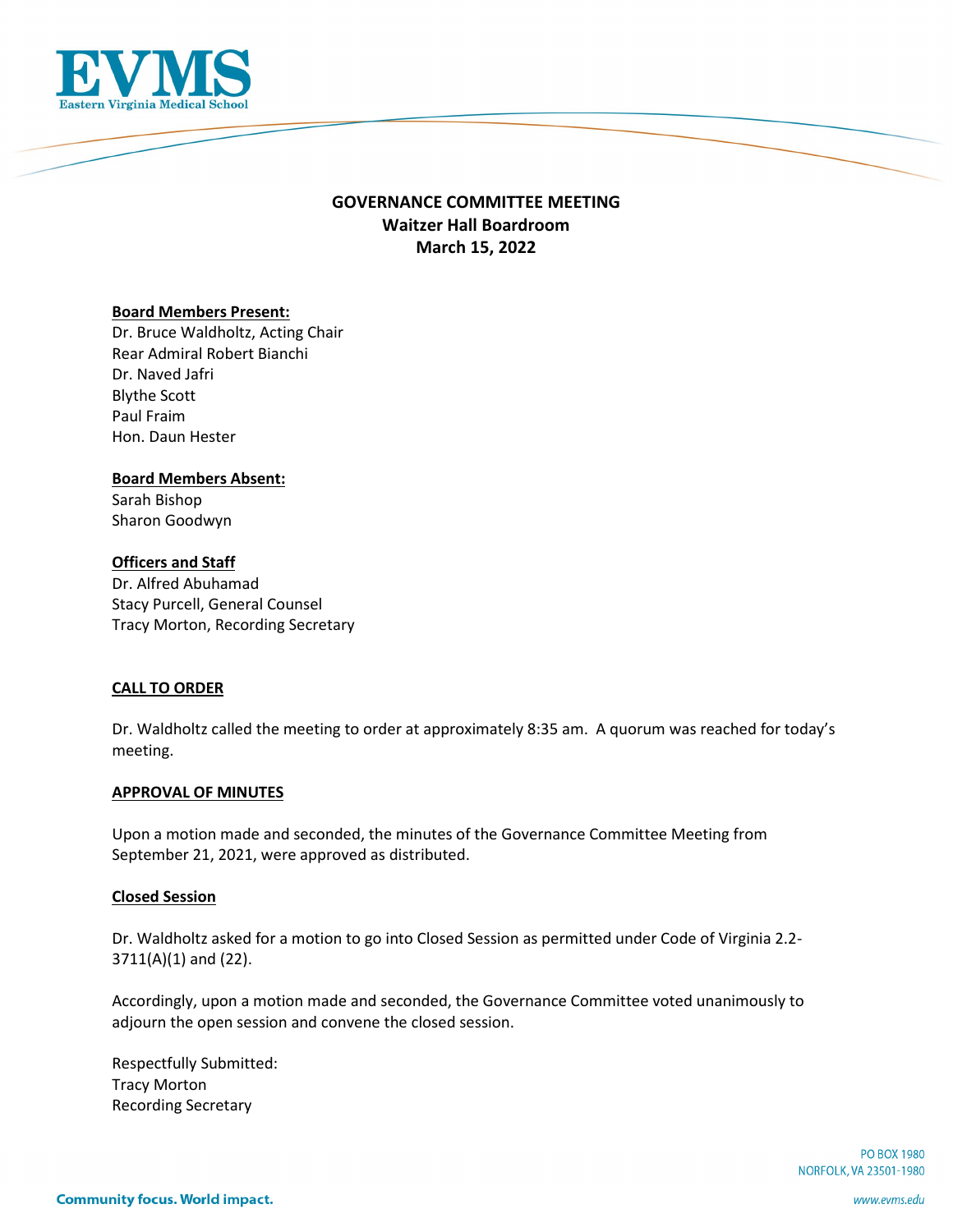# GOVERNANCE COMMITTEE MEETING
## Waitzer Hall Boardroom
## March 15, 2022

**Board Members Present:**
Dr. Bruce Waldholtz, Acting Chair
Rear Admiral Robert Bianchi
Dr. Naved Jafri
Blythe Scott
Paul Fraim
Hon. Daun Hester

**Board Members Absent:**
Sarah Bishop
Sharon Goodwyn

**Officers and Staff**
Dr. Alfred Abuhamad
Stacy Purcell, General Counsel
Tracy Morton, Recording Secretary

**CALL TO ORDER**

Dr. Waldholtz called the meeting to order at approximately 8:35 am. A quorum was reached for today's meeting.

**APPROVAL OF MINUTES**

Upon a motion made and seconded, the minutes of the Governance Committee Meeting from September 21, 2021, were approved as distributed.

**Closed Session**

Dr. Waldholtz asked for a motion to go into Closed Session as permitted under Code of Virginia 2.2-3711(A)(1) and (22).

Accordingly, upon a motion made and seconded, the Governance Committee voted unanimously to adjourn the open session and convene the closed session.

Respectfully Submitted:
Tracy Morton
Recording Secretary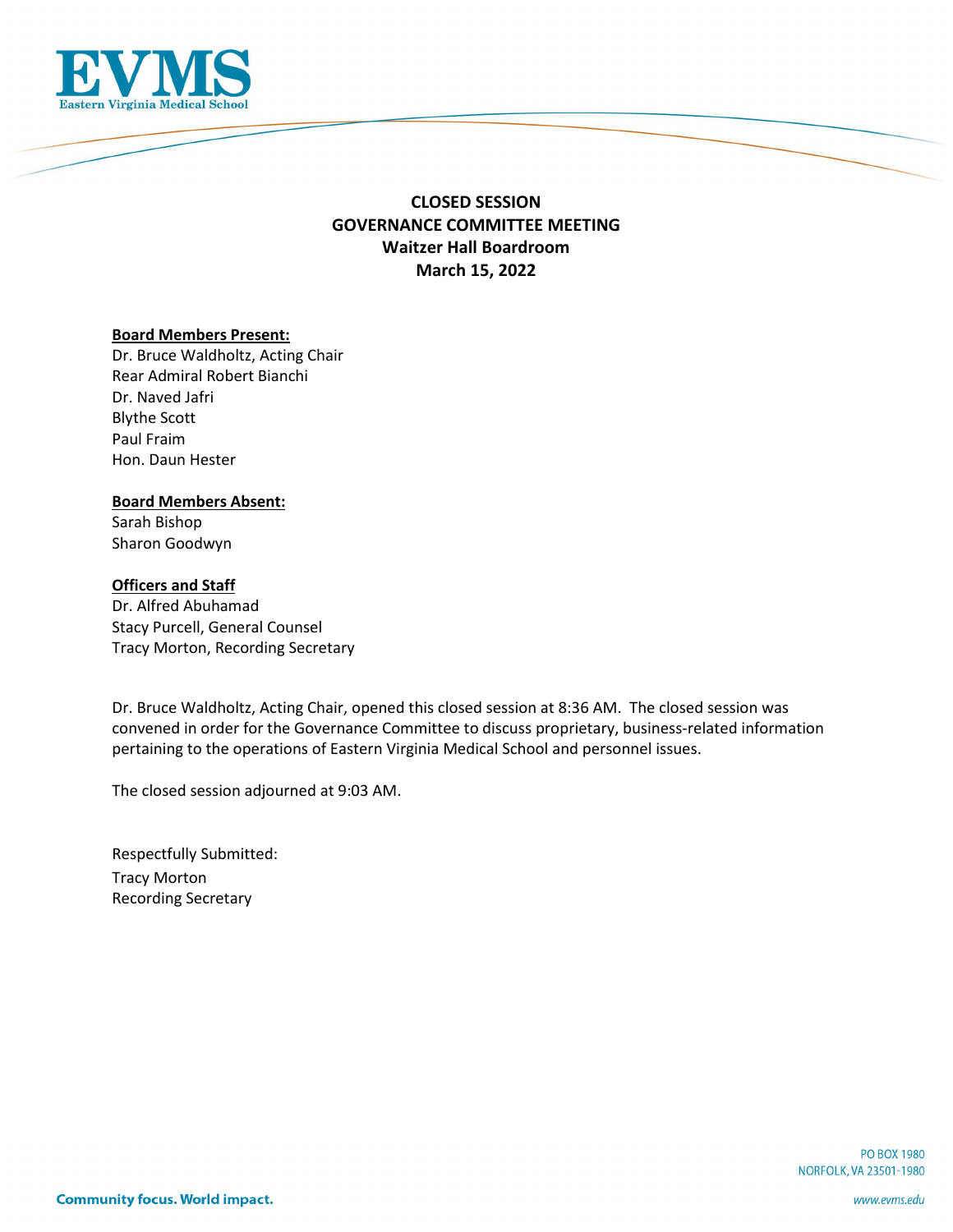# CLOSED SESSION
# GOVERNANCE COMMITTEE MEETING
## Waitzer Hall Boardroom
## March 15, 2022

**Board Members Present:**
Dr. Bruce Waldholtz, Acting Chair
Rear Admiral Robert Bianchi
Dr. Naved Jafri
Blythe Scott
Paul Fraim
Hon. Daun Hester

**Board Members Absent:**
Sarah Bishop
Sharon Goodwyn

**Officers and Staff**
Dr. Alfred Abuhamad
Stacy Purcell, General Counsel
Tracy Morton, Recording Secretary

Dr. Bruce Waldholtz, Acting Chair, opened this closed session at 8:36 AM. The closed session was convened in order for the Governance Committee to discuss proprietary, business-related information pertaining to the operations of Eastern Virginia Medical School and personnel issues.

The closed session adjourned at 9:03 AM.

Respectfully Submitted:
Tracy Morton
Recording Secretary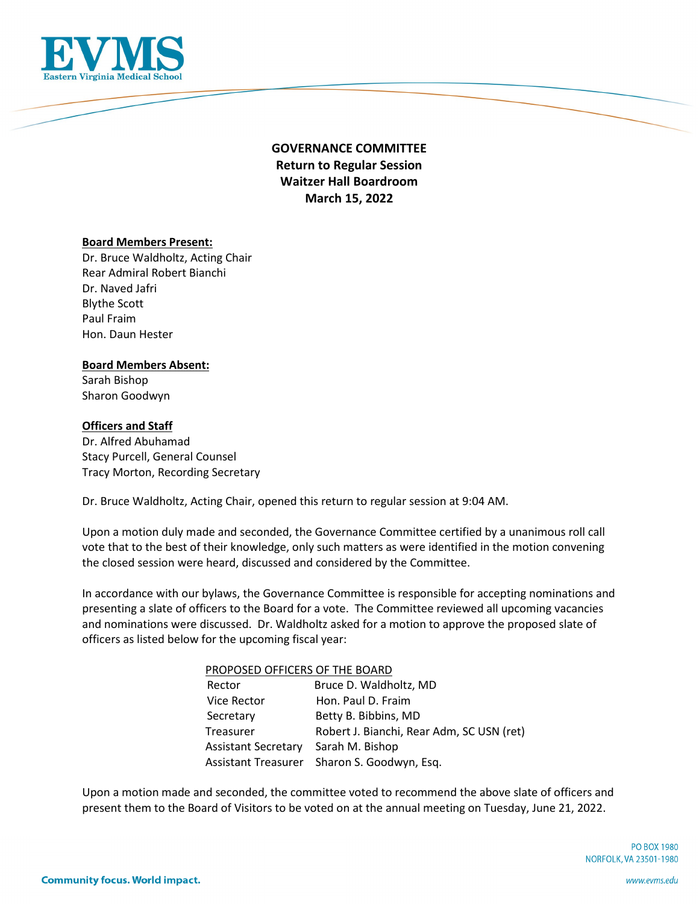**GOVERNANCE COMMITTEE**
**Return to Regular Session**
**Waitzer Hall Boardroom**
**March 15, 2022**

**Board Members Present:**
Dr. Bruce Waldholtz, Acting Chair
Rear Admiral Robert Bianchi
Dr. Naved Jafri
Blythe Scott
Paul Fraim
Hon. Daun Hester

**Board Members Absent:**
Sarah Bishop
Sharon Goodwyn

**Officers and Staff**
Dr. Alfred Abuhamad
Stacy Purcell, General Counsel
Tracy Morton, Recording Secretary

Dr. Bruce Waldholtz, Acting Chair, opened this return to regular session at 9:04 AM.

Upon a motion duly made and seconded, the Governance Committee certified by a unanimous roll call vote that to the best of their knowledge, only such matters as were identified in the motion convening the closed session were heard, discussed and considered by the Committee.

In accordance with our bylaws, the Governance Committee is responsible for accepting nominations and presenting a slate of officers to the Board for a vote. The Committee reviewed all upcoming vacancies and nominations were discussed. Dr. Waldholtz asked for a motion to approve the proposed slate of officers as listed below for the upcoming fiscal year:

PROPOSED OFFICERS OF THE BOARD

| | |
|---|---|
| Rector | Bruce D. Waldholtz, MD |
| Vice Rector | Hon. Paul D. Fraim |
| Secretary | Betty B. Bibbins, MD |
| Treasurer | Robert J. Bianchi, Rear Adm, SC USN (ret) |
| Assistant Secretary | Sarah M. Bishop |
| Assistant Treasurer | Sharon S. Goodwyn, Esq. |

Upon a motion made and seconded, the committee voted to recommend the above slate of officers and present them to the Board of Visitors to be voted on at the annual meeting on Tuesday, June 21, 2022.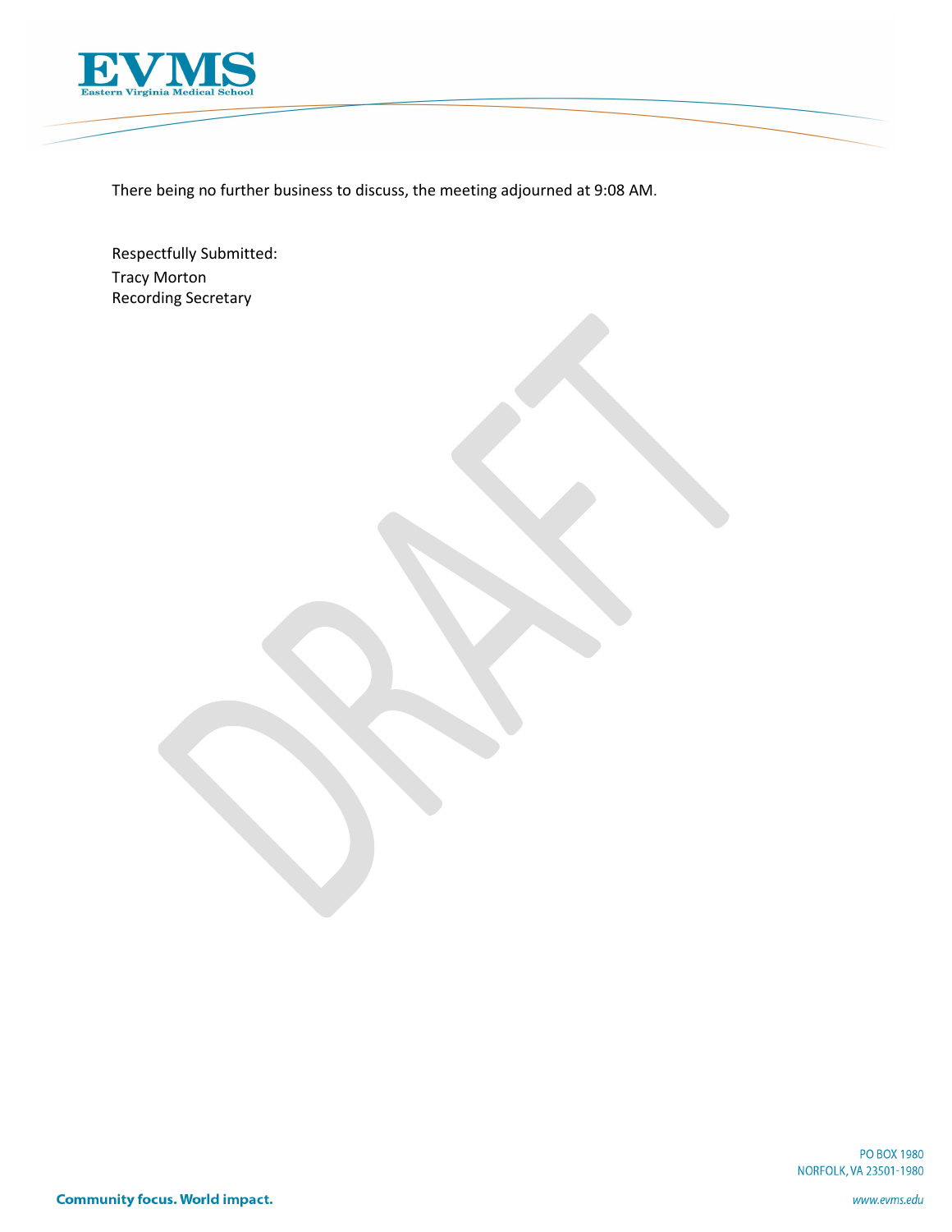There being no further business to discuss, the meeting adjourned at 9:08 AM.

Respectfully Submitted:
Tracy Morton
Recording Secretary